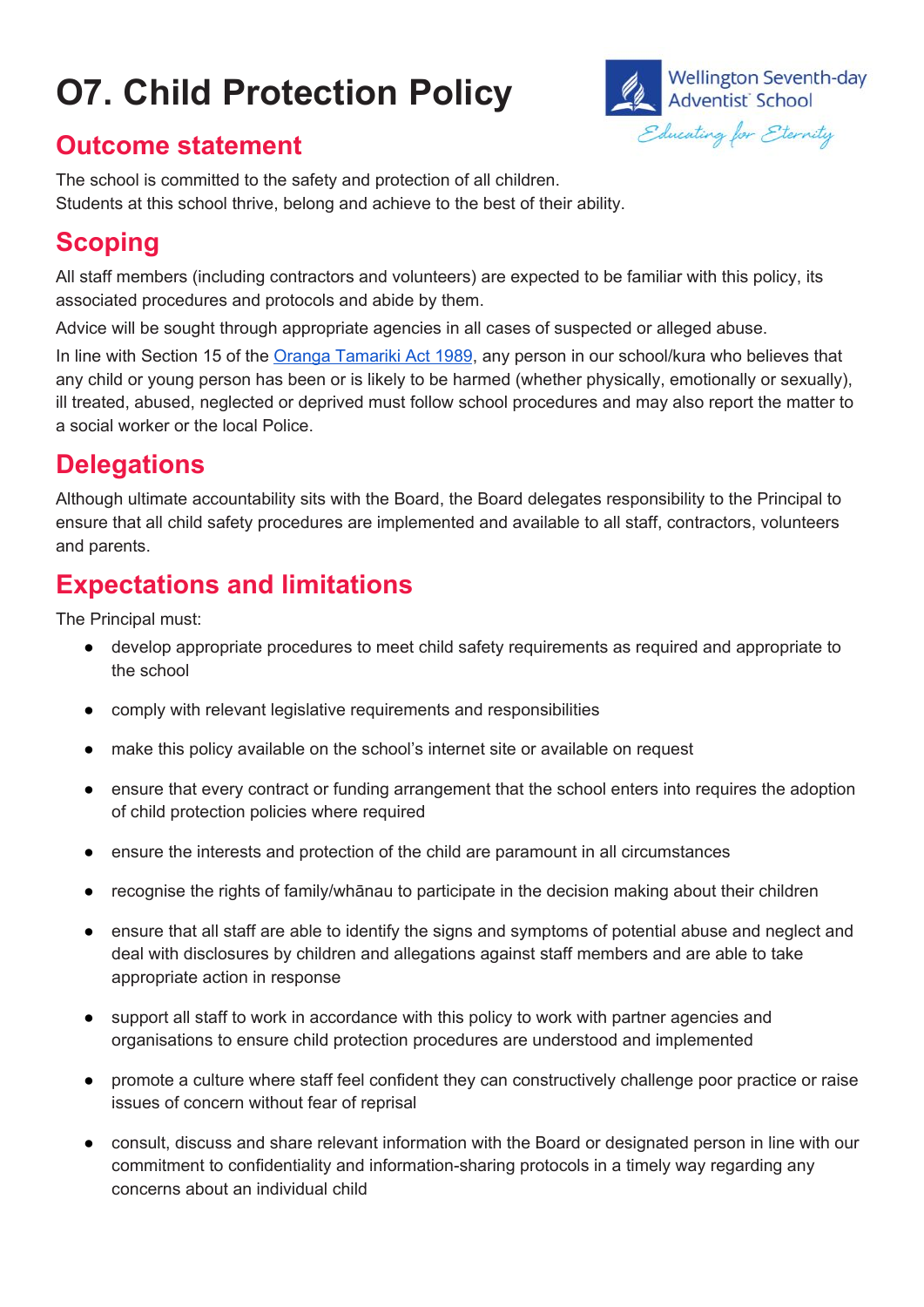# O7. Child Protection Policy

## Outcome statement

The school is committed to the safety and protection of all children.
Students at this school thrive, belong and achieve to the best of their ability.

## Scoping

All staff members (including contractors and volunteers) are expected to be familiar with this policy, its associated procedures and protocols and abide by them.

Advice will be sought through appropriate agencies in all cases of suspected or alleged abuse.

In line with Section 15 of the Oranga Tamariki Act 1989, any person in our school/kura who believes that any child or young person has been or is likely to be harmed (whether physically, emotionally or sexually), ill treated, abused, neglected or deprived must follow school procedures and may also report the matter to a social worker or the local Police.

## Delegations

Although ultimate accountability sits with the Board, the Board delegates responsibility to the Principal to ensure that all child safety procedures are implemented and available to all staff, contractors, volunteers and parents.

## Expectations and limitations

The Principal must:

- develop appropriate procedures to meet child safety requirements as required and appropriate to the school
- comply with relevant legislative requirements and responsibilities
- make this policy available on the school's internet site or available on request
- ensure that every contract or funding arrangement that the school enters into requires the adoption of child protection policies where required
- ensure the interests and protection of the child are paramount in all circumstances
- recognise the rights of family/whānau to participate in the decision making about their children
- ensure that all staff are able to identify the signs and symptoms of potential abuse and neglect and deal with disclosures by children and allegations against staff members and are able to take appropriate action in response
- support all staff to work in accordance with this policy to work with partner agencies and organisations to ensure child protection procedures are understood and implemented
- promote a culture where staff feel confident they can constructively challenge poor practice or raise issues of concern without fear of reprisal
- consult, discuss and share relevant information with the Board or designated person in line with our commitment to confidentiality and information-sharing protocols in a timely way regarding any concerns about an individual child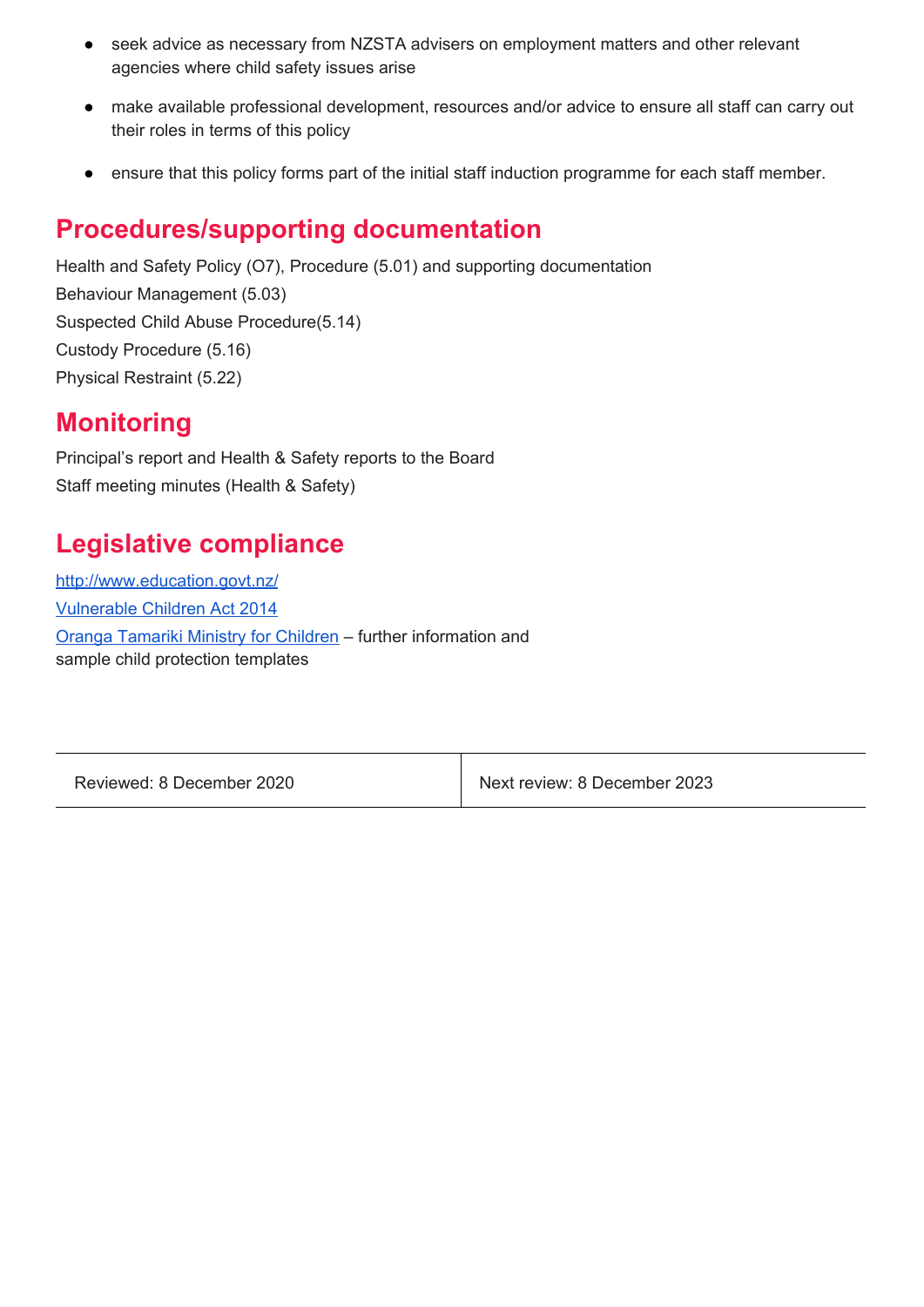- seek advice as necessary from NZSTA advisers on employment matters and other relevant agencies where child safety issues arise
- make available professional development, resources and/or advice to ensure all staff can carry out their roles in terms of this policy
- ensure that this policy forms part of the initial staff induction programme for each staff member.

## Procedures/supporting documentation

Health and Safety Policy (O7), Procedure (5.01) and supporting documentation
Behaviour Management (5.03)
Suspected Child Abuse Procedure(5.14)
Custody Procedure (5.16)
Physical Restraint (5.22)

## Monitoring

Principal's report and Health & Safety reports to the Board
Staff meeting minutes (Health & Safety)

## Legislative compliance

[http://www.education.govt.nz/](http://www.education.govt.nz/)
Vulnerable Children Act 2014
Oranga Tamariki Ministry for Children – further information and sample child protection templates

| | |
|---|---|
| Reviewed: 8 December 2020 | Next review: 8 December 2023 |